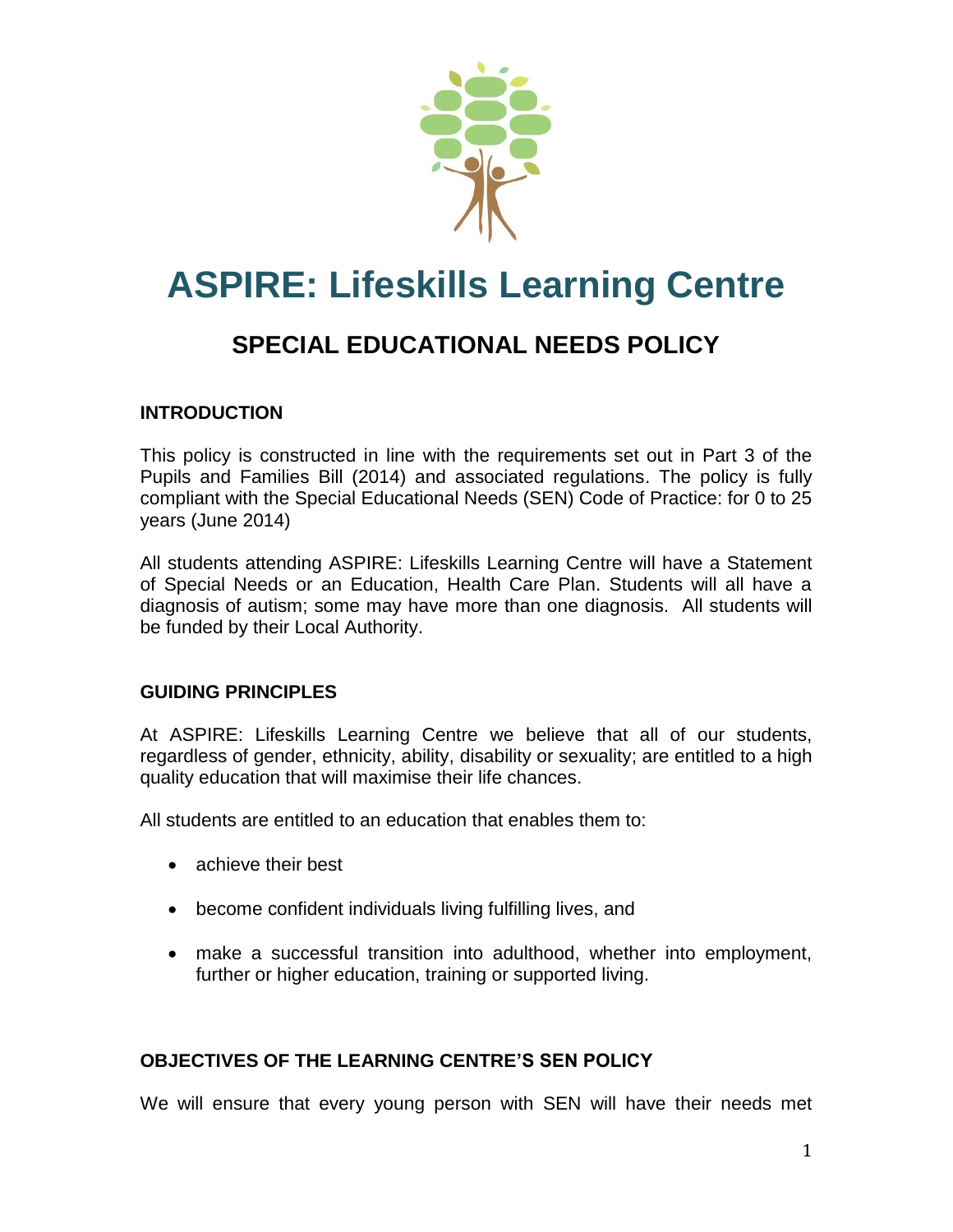# ASPIRE: Lifeskills Learning Centre

## SPECIAL EDUCATIONAL NEEDS POLICY

### INTRODUCTION

This policy is constructed in line with the requirements set out in Part 3 of the Pupils and Families Bill (2014) and associated regulations. The policy is fully compliant with the Special Educational Needs (SEN) Code of Practice: for 0 to 25 years (June 2014)

All students attending ASPIRE: Lifeskills Learning Centre will have a Statement of Special Needs or an Education, Health Care Plan. Students will all have a diagnosis of autism; some may have more than one diagnosis. All students will be funded by their Local Authority.

### GUIDING PRINCIPLES

At ASPIRE: Lifeskills Learning Centre we believe that all of our students, regardless of gender, ethnicity, ability, disability or sexuality; are entitled to a high quality education that will maximise their life chances.

All students are entitled to an education that enables them to:

- achieve their best
- become confident individuals living fulfilling lives, and
- make a successful transition into adulthood, whether into employment, further or higher education, training or supported living.

### OBJECTIVES OF THE LEARNING CENTRE'S SEN POLICY

We will ensure that every young person with SEN will have their needs met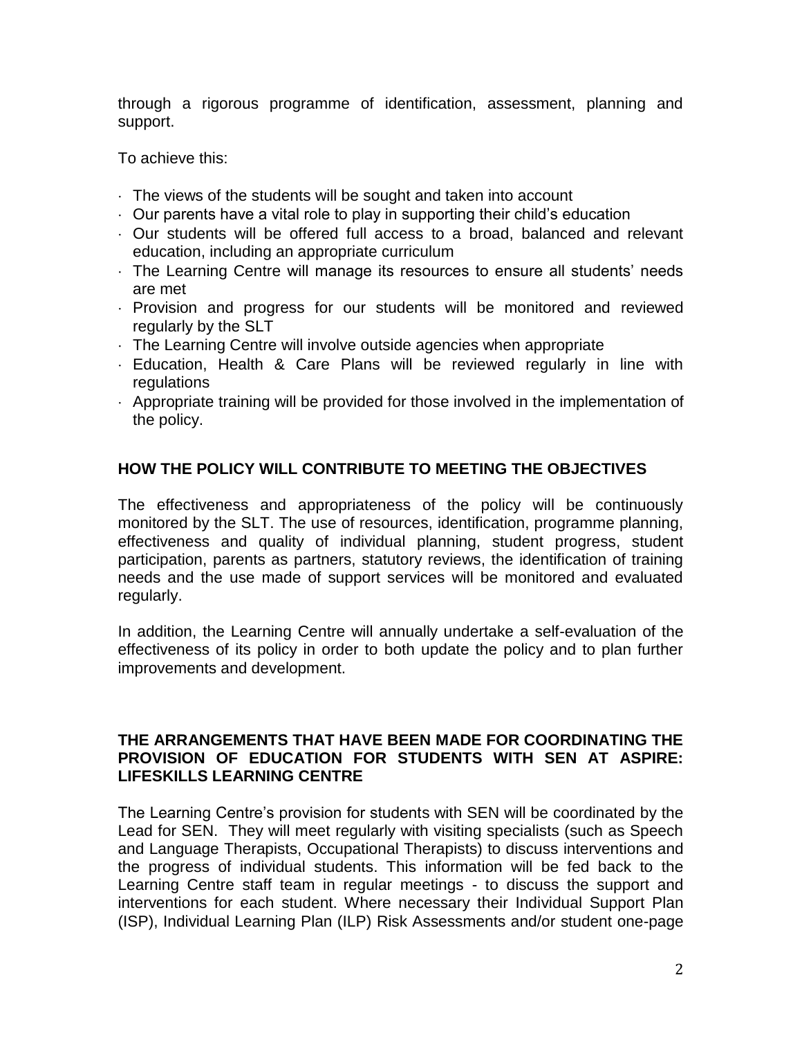through a rigorous programme of identification, assessment, planning and support.

To achieve this:

- The views of the students will be sought and taken into account
- Our parents have a vital role to play in supporting their child's education
- Our students will be offered full access to a broad, balanced and relevant education, including an appropriate curriculum
- The Learning Centre will manage its resources to ensure all students' needs are met
- Provision and progress for our students will be monitored and reviewed regularly by the SLT
- The Learning Centre will involve outside agencies when appropriate
- Education, Health & Care Plans will be reviewed regularly in line with regulations
- Appropriate training will be provided for those involved in the implementation of the policy.

## HOW THE POLICY WILL CONTRIBUTE TO MEETING THE OBJECTIVES

The effectiveness and appropriateness of the policy will be continuously monitored by the SLT. The use of resources, identification, programme planning, effectiveness and quality of individual planning, student progress, student participation, parents as partners, statutory reviews, the identification of training needs and the use made of support services will be monitored and evaluated regularly.

In addition, the Learning Centre will annually undertake a self-evaluation of the effectiveness of its policy in order to both update the policy and to plan further improvements and development.

## THE ARRANGEMENTS THAT HAVE BEEN MADE FOR COORDINATING THE PROVISION OF EDUCATION FOR STUDENTS WITH SEN AT ASPIRE: LIFESKILLS LEARNING CENTRE

The Learning Centre's provision for students with SEN will be coordinated by the Lead for SEN. They will meet regularly with visiting specialists (such as Speech and Language Therapists, Occupational Therapists) to discuss interventions and the progress of individual students. This information will be fed back to the Learning Centre staff team in regular meetings - to discuss the support and interventions for each student. Where necessary their Individual Support Plan (ISP), Individual Learning Plan (ILP) Risk Assessments and/or student one-page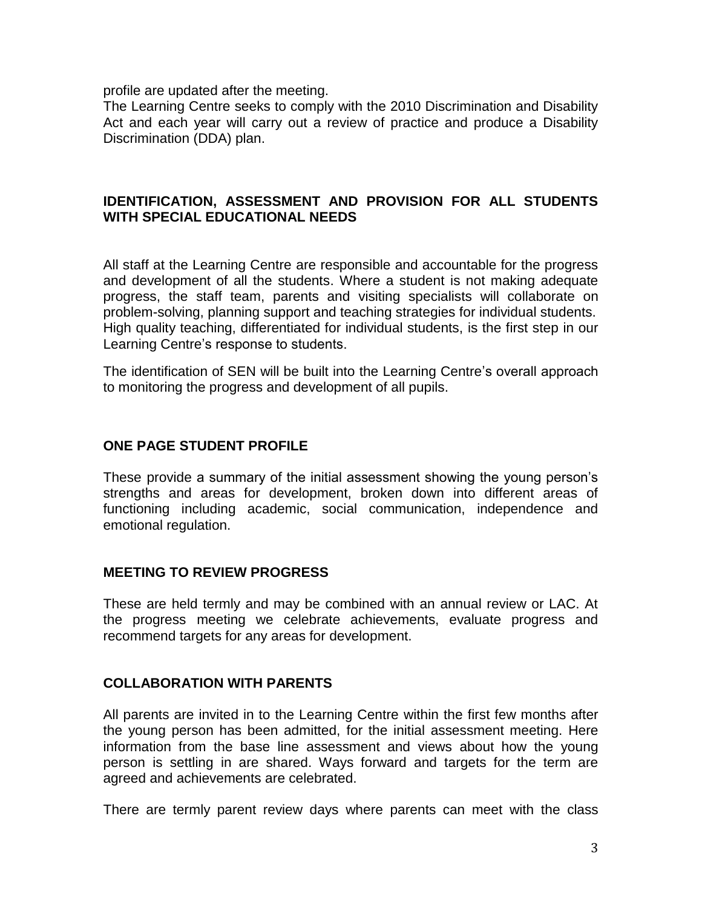profile are updated after the meeting.

The Learning Centre seeks to comply with the 2010 Discrimination and Disability Act and each year will carry out a review of practice and produce a Disability Discrimination (DDA) plan.

## IDENTIFICATION, ASSESSMENT AND PROVISION FOR ALL STUDENTS WITH SPECIAL EDUCATIONAL NEEDS

All staff at the Learning Centre are responsible and accountable for the progress and development of all the students. Where a student is not making adequate progress, the staff team, parents and visiting specialists will collaborate on problem-solving, planning support and teaching strategies for individual students. High quality teaching, differentiated for individual students, is the first step in our Learning Centre's response to students.

The identification of SEN will be built into the Learning Centre's overall approach to monitoring the progress and development of all pupils.

## ONE PAGE STUDENT PROFILE

These provide a summary of the initial assessment showing the young person's strengths and areas for development, broken down into different areas of functioning including academic, social communication, independence and emotional regulation.

## MEETING TO REVIEW PROGRESS

These are held termly and may be combined with an annual review or LAC. At the progress meeting we celebrate achievements, evaluate progress and recommend targets for any areas for development.

## COLLABORATION WITH PARENTS

All parents are invited in to the Learning Centre within the first few months after the young person has been admitted, for the initial assessment meeting. Here information from the base line assessment and views about how the young person is settling in are shared. Ways forward and targets for the term are agreed and achievements are celebrated.

There are termly parent review days where parents can meet with the class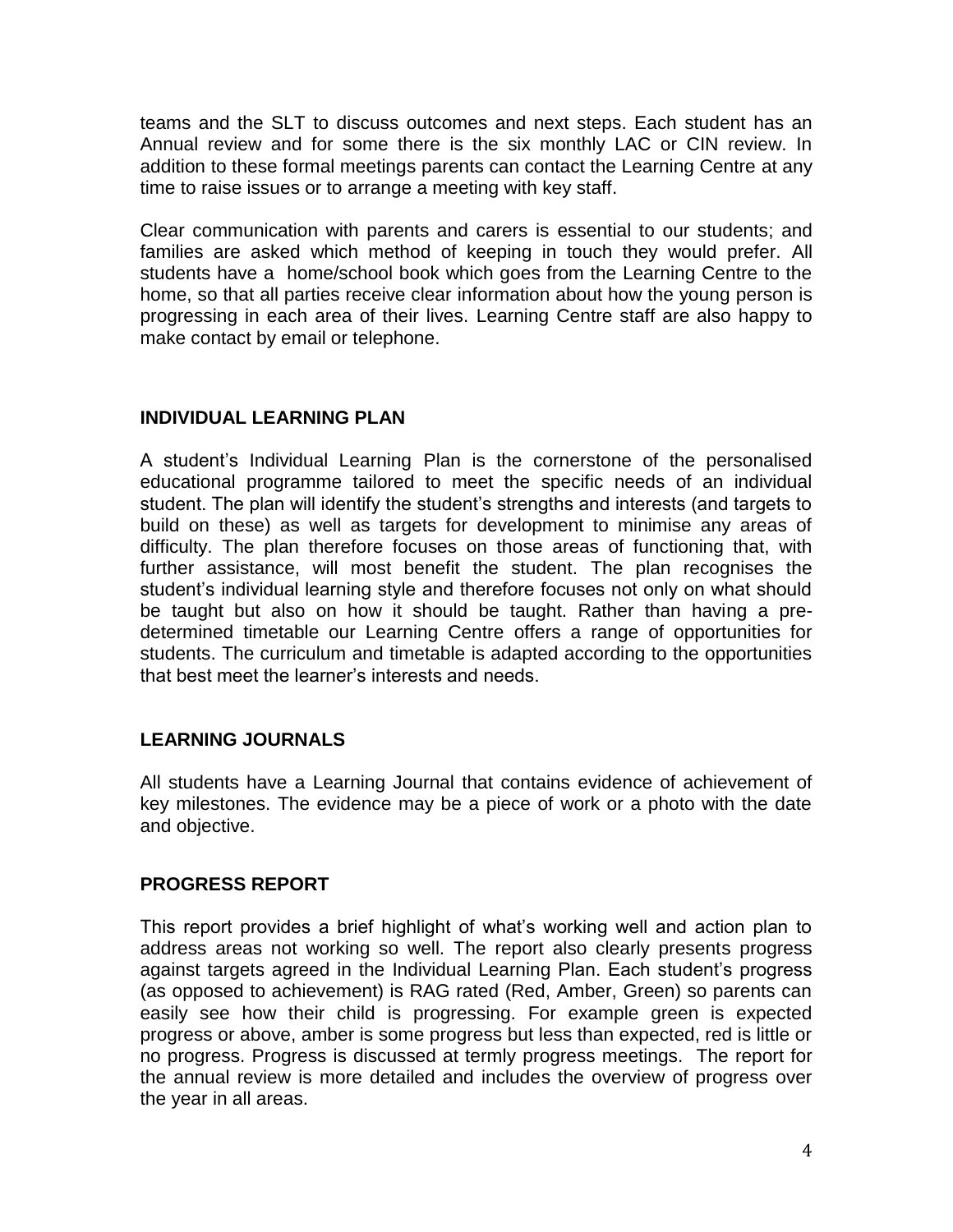teams and the SLT to discuss outcomes and next steps. Each student has an Annual review and for some there is the six monthly LAC or CIN review. In addition to these formal meetings parents can contact the Learning Centre at any time to raise issues or to arrange a meeting with key staff.

Clear communication with parents and carers is essential to our students; and families are asked which method of keeping in touch they would prefer. All students have a home/school book which goes from the Learning Centre to the home, so that all parties receive clear information about how the young person is progressing in each area of their lives. Learning Centre staff are also happy to make contact by email or telephone.

## INDIVIDUAL LEARNING PLAN

A student's Individual Learning Plan is the cornerstone of the personalised educational programme tailored to meet the specific needs of an individual student. The plan will identify the student's strengths and interests (and targets to build on these) as well as targets for development to minimise any areas of difficulty. The plan therefore focuses on those areas of functioning that, with further assistance, will most benefit the student. The plan recognises the student's individual learning style and therefore focuses not only on what should be taught but also on how it should be taught. Rather than having a pre-determined timetable our Learning Centre offers a range of opportunities for students. The curriculum and timetable is adapted according to the opportunities that best meet the learner's interests and needs.

## LEARNING JOURNALS

All students have a Learning Journal that contains evidence of achievement of key milestones. The evidence may be a piece of work or a photo with the date and objective.

## PROGRESS REPORT

This report provides a brief highlight of what's working well and action plan to address areas not working so well. The report also clearly presents progress against targets agreed in the Individual Learning Plan. Each student's progress (as opposed to achievement) is RAG rated (Red, Amber, Green) so parents can easily see how their child is progressing. For example green is expected progress or above, amber is some progress but less than expected, red is little or no progress. Progress is discussed at termly progress meetings. The report for the annual review is more detailed and includes the overview of progress over the year in all areas.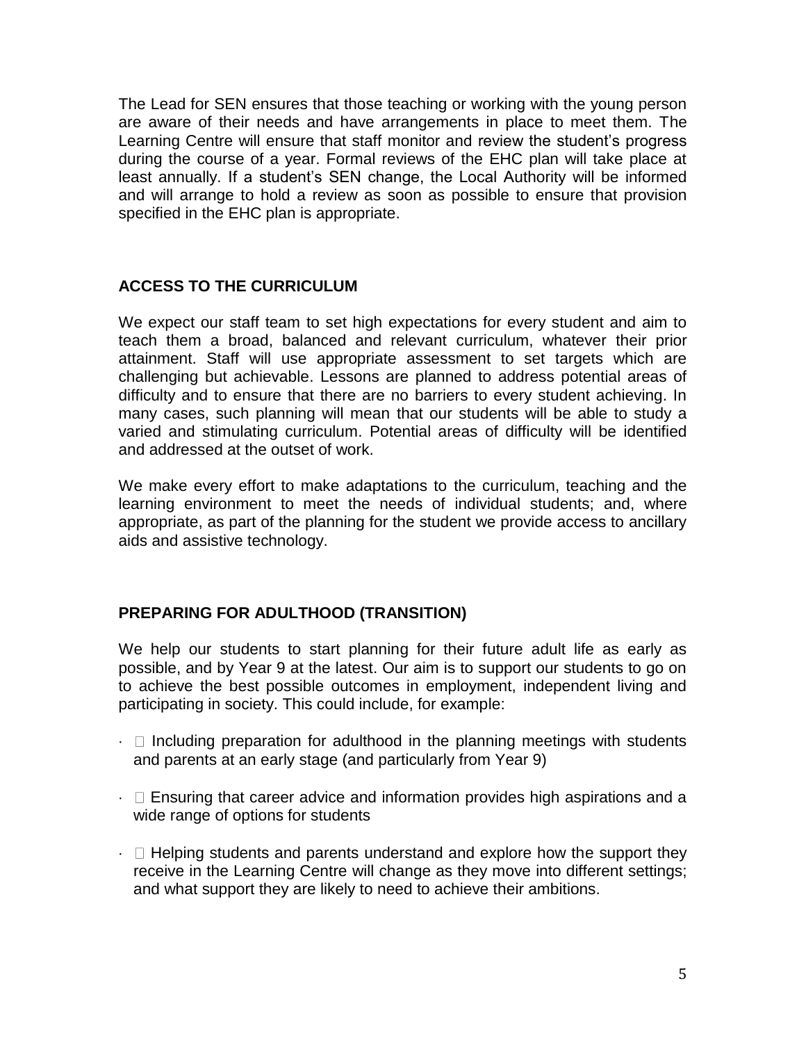The Lead for SEN ensures that those teaching or working with the young person are aware of their needs and have arrangements in place to meet them. The Learning Centre will ensure that staff monitor and review the student's progress during the course of a year. Formal reviews of the EHC plan will take place at least annually. If a student's SEN change, the Local Authority will be informed and will arrange to hold a review as soon as possible to ensure that provision specified in the EHC plan is appropriate.

## ACCESS TO THE CURRICULUM

We expect our staff team to set high expectations for every student and aim to teach them a broad, balanced and relevant curriculum, whatever their prior attainment. Staff will use appropriate assessment to set targets which are challenging but achievable. Lessons are planned to address potential areas of difficulty and to ensure that there are no barriers to every student achieving. In many cases, such planning will mean that our students will be able to study a varied and stimulating curriculum. Potential areas of difficulty will be identified and addressed at the outset of work.

We make every effort to make adaptations to the curriculum, teaching and the learning environment to meet the needs of individual students; and, where appropriate, as part of the planning for the student we provide access to ancillary aids and assistive technology.

## PREPARING FOR ADULTHOOD (TRANSITION)

We help our students to start planning for their future adult life as early as possible, and by Year 9 at the latest. Our aim is to support our students to go on to achieve the best possible outcomes in employment, independent living and participating in society. This could include, for example:

- Including preparation for adulthood in the planning meetings with students and parents at an early stage (and particularly from Year 9)
- Ensuring that career advice and information provides high aspirations and a wide range of options for students
- Helping students and parents understand and explore how the support they receive in the Learning Centre will change as they move into different settings; and what support they are likely to need to achieve their ambitions.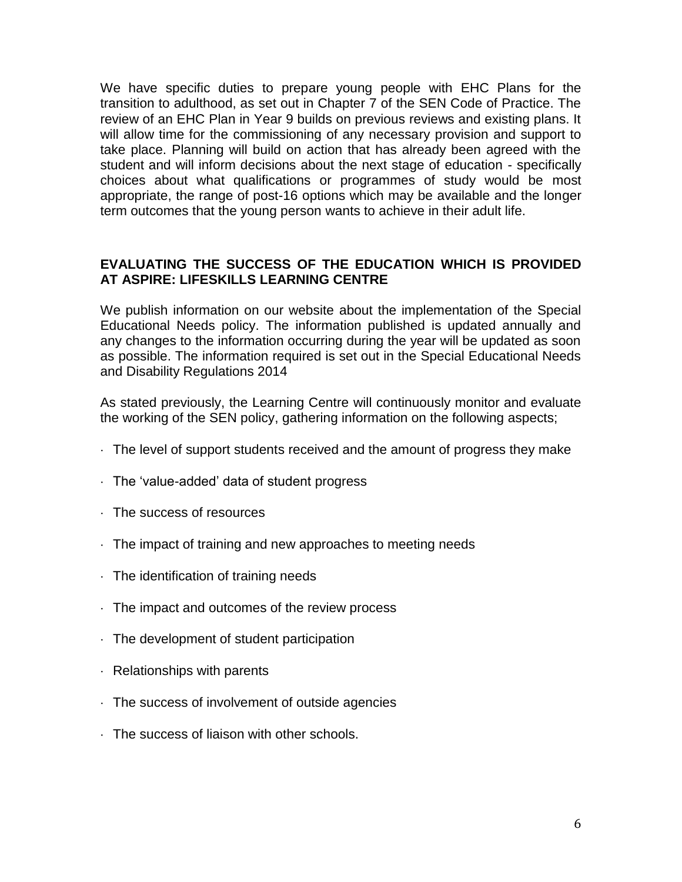We have specific duties to prepare young people with EHC Plans for the transition to adulthood, as set out in Chapter 7 of the SEN Code of Practice. The review of an EHC Plan in Year 9 builds on previous reviews and existing plans. It will allow time for the commissioning of any necessary provision and support to take place. Planning will build on action that has already been agreed with the student and will inform decisions about the next stage of education - specifically choices about what qualifications or programmes of study would be most appropriate, the range of post-16 options which may be available and the longer term outcomes that the young person wants to achieve in their adult life.

## EVALUATING THE SUCCESS OF THE EDUCATION WHICH IS PROVIDED AT ASPIRE: LIFESKILLS LEARNING CENTRE

We publish information on our website about the implementation of the Special Educational Needs policy. The information published is updated annually and any changes to the information occurring during the year will be updated as soon as possible. The information required is set out in the Special Educational Needs and Disability Regulations 2014

As stated previously, the Learning Centre will continuously monitor and evaluate the working of the SEN policy, gathering information on the following aspects;

- The level of support students received and the amount of progress they make
- The 'value-added' data of student progress
- The success of resources
- The impact of training and new approaches to meeting needs
- The identification of training needs
- The impact and outcomes of the review process
- The development of student participation
- Relationships with parents
- The success of involvement of outside agencies
- The success of liaison with other schools.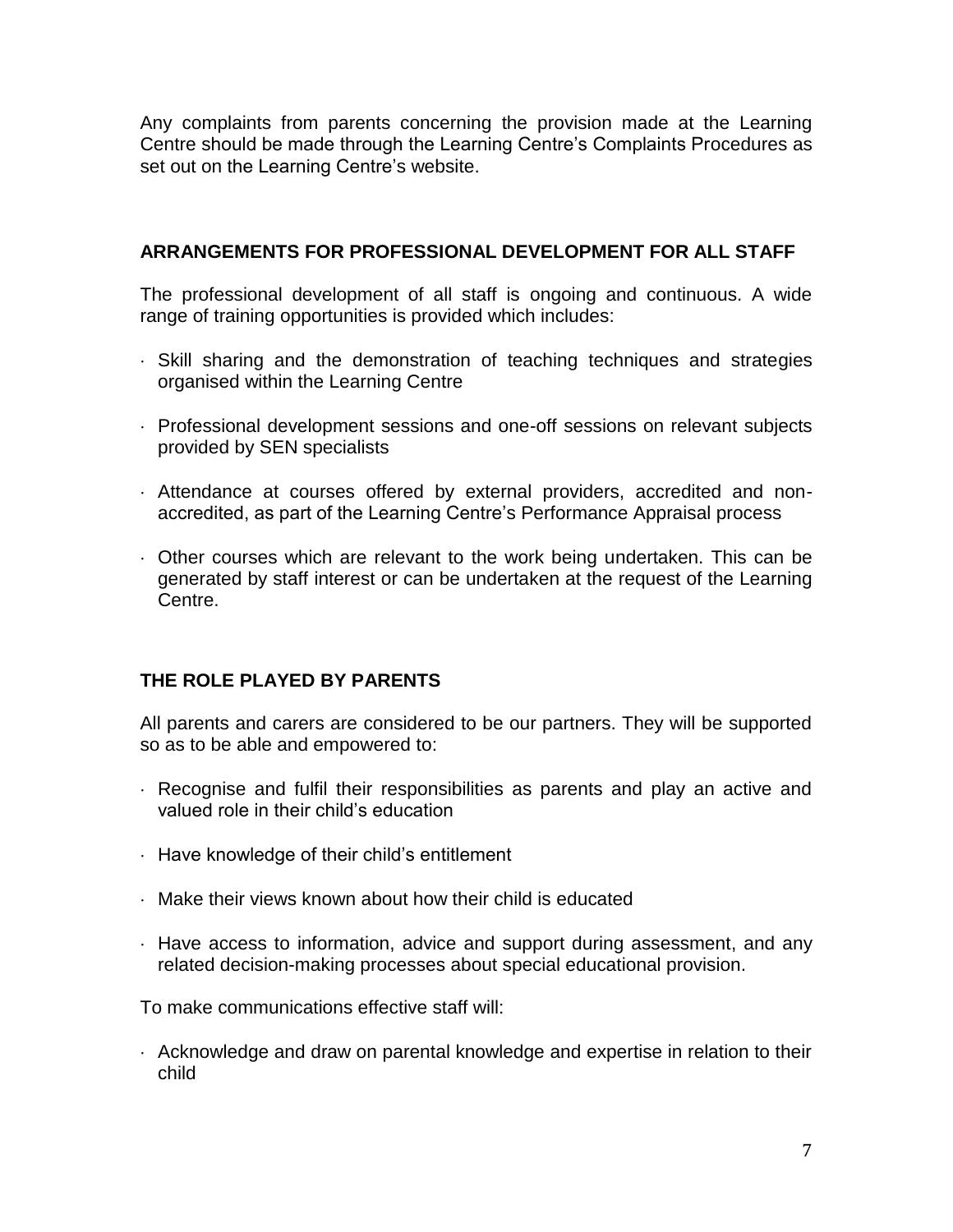Any complaints from parents concerning the provision made at the Learning Centre should be made through the Learning Centre's Complaints Procedures as set out on the Learning Centre's website.

## ARRANGEMENTS FOR PROFESSIONAL DEVELOPMENT FOR ALL STAFF

The professional development of all staff is ongoing and continuous. A wide range of training opportunities is provided which includes:

- Skill sharing and the demonstration of teaching techniques and strategies organised within the Learning Centre
- Professional development sessions and one-off sessions on relevant subjects provided by SEN specialists
- Attendance at courses offered by external providers, accredited and non-accredited, as part of the Learning Centre's Performance Appraisal process
- Other courses which are relevant to the work being undertaken. This can be generated by staff interest or can be undertaken at the request of the Learning Centre.

## THE ROLE PLAYED BY PARENTS

All parents and carers are considered to be our partners. They will be supported so as to be able and empowered to:

- Recognise and fulfil their responsibilities as parents and play an active and valued role in their child's education
- Have knowledge of their child's entitlement
- Make their views known about how their child is educated
- Have access to information, advice and support during assessment, and any related decision-making processes about special educational provision.

To make communications effective staff will:

- Acknowledge and draw on parental knowledge and expertise in relation to their child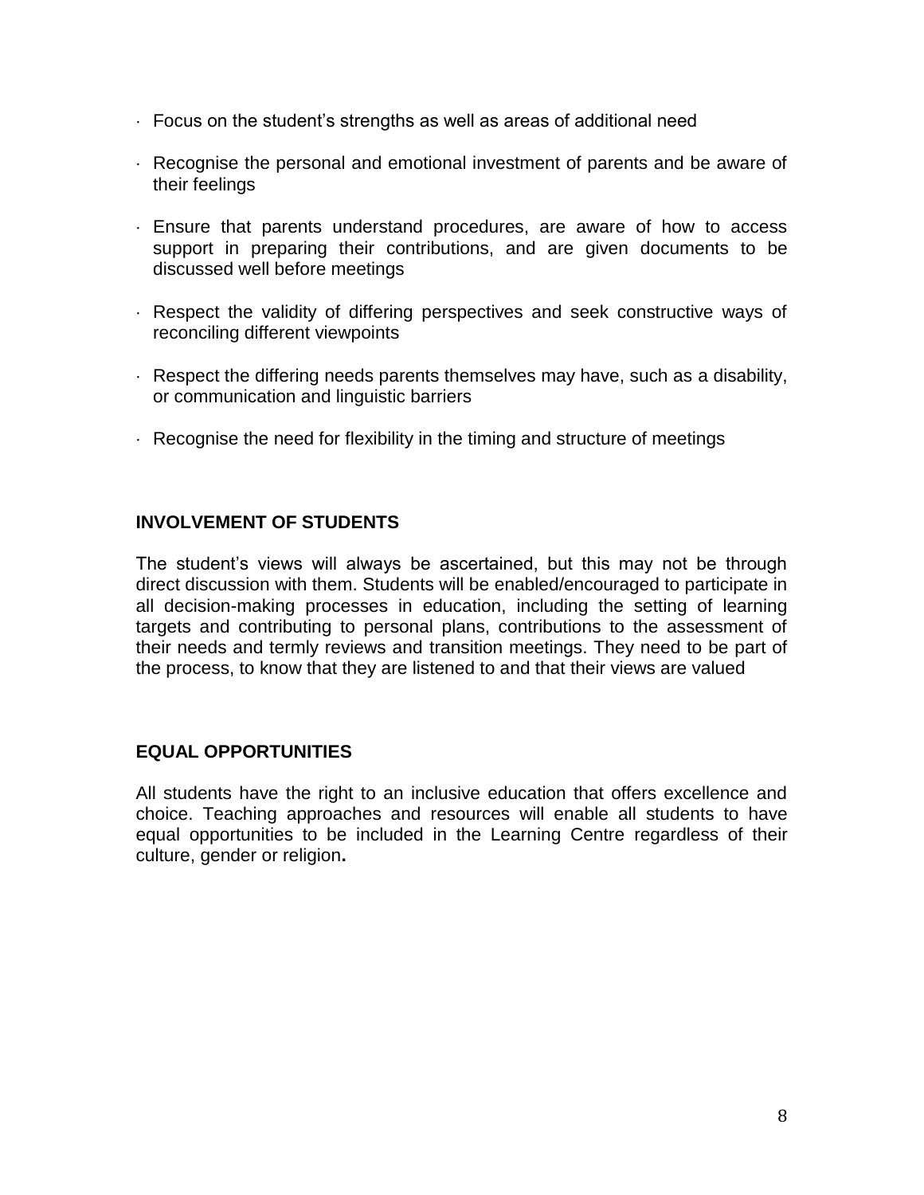- Focus on the student's strengths as well as areas of additional need
- Recognise the personal and emotional investment of parents and be aware of their feelings
- Ensure that parents understand procedures, are aware of how to access support in preparing their contributions, and are given documents to be discussed well before meetings
- Respect the validity of differing perspectives and seek constructive ways of reconciling different viewpoints
- Respect the differing needs parents themselves may have, such as a disability, or communication and linguistic barriers
- Recognise the need for flexibility in the timing and structure of meetings

## INVOLVEMENT OF STUDENTS

The student's views will always be ascertained, but this may not be through direct discussion with them. Students will be enabled/encouraged to participate in all decision-making processes in education, including the setting of learning targets and contributing to personal plans, contributions to the assessment of their needs and termly reviews and transition meetings. They need to be part of the process, to know that they are listened to and that their views are valued

## EQUAL OPPORTUNITIES

All students have the right to an inclusive education that offers excellence and choice. Teaching approaches and resources will enable all students to have equal opportunities to be included in the Learning Centre regardless of their culture, gender or religion**.**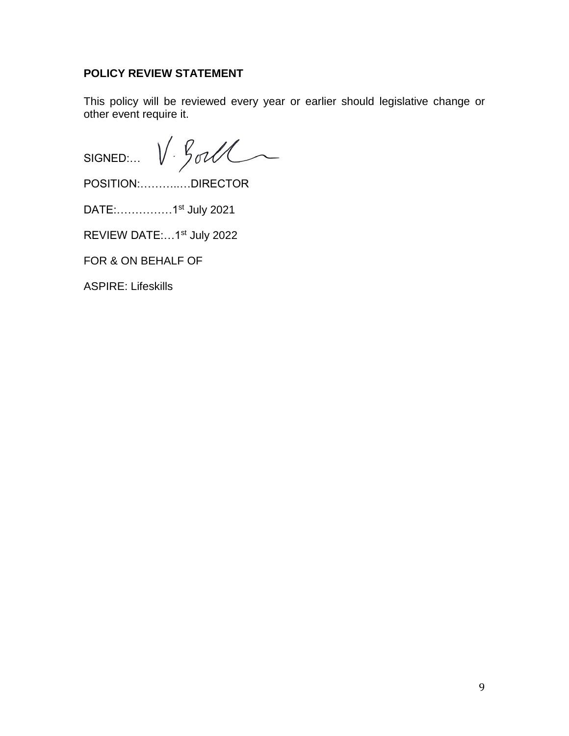**POLICY REVIEW STATEMENT**

This policy will be reviewed every year or earlier should legislative change or other event require it.

SIGNED:… V. Bolt

POSITION:………..…DIRECTOR

DATE:……………1st July 2021

REVIEW DATE:…1st July 2022

FOR & ON BEHALF OF

ASPIRE: Lifeskills